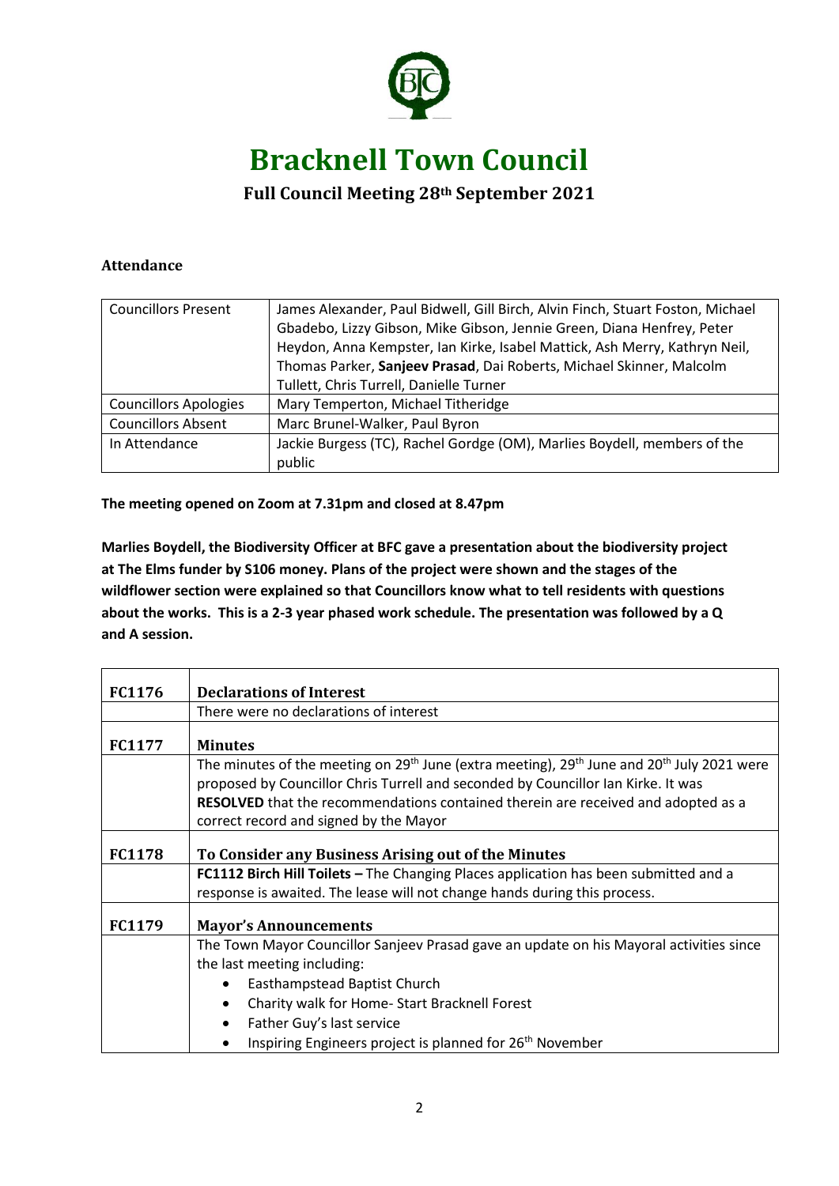# Bracknell Town Council

## Full Council Meeting 28th September 2021

### Attendance

| | |
|---|---|
| Councillors Present | James Alexander, Paul Bidwell, Gill Birch, Alvin Finch, Stuart Foston, Michael Gbadebo, Lizzy Gibson, Mike Gibson, Jennie Green, Diana Henfrey, Peter Heydon, Anna Kempster, Ian Kirke, Isabel Mattick, Ash Merry, Kathryn Neil, Thomas Parker, **Sanjeev Prasad**, Dai Roberts, Michael Skinner, Malcolm Tullett, Chris Turrell, Danielle Turner |
| Councillors Apologies | Mary Temperton, Michael Titheridge |
| Councillors Absent | Marc Brunel-Walker, Paul Byron |
| In Attendance | Jackie Burgess (TC), Rachel Gordge (OM), Marlies Boydell, members of the public |

**The meeting opened on Zoom at 7.31pm and closed at 8.47pm**

**Marlies Boydell, the Biodiversity Officer at BFC gave a presentation about the biodiversity project at The Elms funder by S106 money. Plans of the project were shown and the stages of the wildflower section were explained so that Councillors know what to tell residents with questions about the works. This is a 2-3 year phased work schedule. The presentation was followed by a Q and A session.**

| | |
|---|---|
| **FC1176** | **Declarations of Interest** |
| | There were no declarations of interest |
| **FC1177** | **Minutes** |
| | The minutes of the meeting on 29th June (extra meeting), 29th June and 20th July 2021 were proposed by Councillor Chris Turrell and seconded by Councillor Ian Kirke. It was **RESOLVED** that the recommendations contained therein are received and adopted as a correct record and signed by the Mayor |
| **FC1178** | **To Consider any Business Arising out of the Minutes** |
| | **FC1112 Birch Hill Toilets –** The Changing Places application has been submitted and a response is awaited. The lease will not change hands during this process. |
| **FC1179** | **Mayor's Announcements** |
| | The Town Mayor Councillor Sanjeev Prasad gave an update on his Mayoral activities since the last meeting including:<br>• Easthampstead Baptist Church<br>• Charity walk for Home- Start Bracknell Forest<br>• Father Guy's last service<br>• Inspiring Engineers project is planned for 26th November |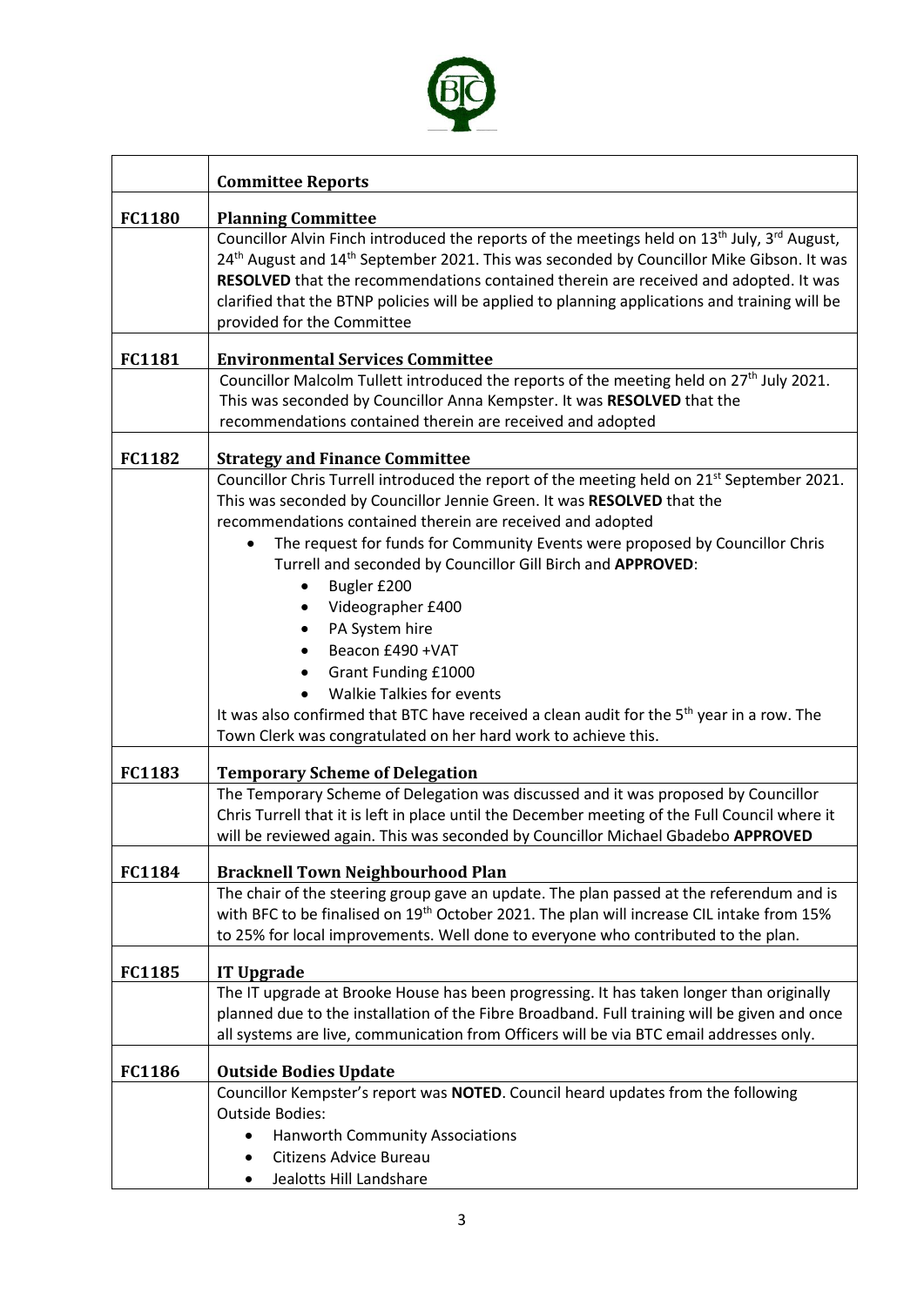| | Committee Reports |
|---|---|
| **FC1180** | **Planning Committee** |
| | Councillor Alvin Finch introduced the reports of the meetings held on 13th July, 3rd August, 24th August and 14th September 2021. This was seconded by Councillor Mike Gibson. It was **RESOLVED** that the recommendations contained therein are received and adopted. It was clarified that the BTNP policies will be applied to planning applications and training will be provided for the Committee |
| **FC1181** | **Environmental Services Committee** |
| | Councillor Malcolm Tullett introduced the reports of the meeting held on 27th July 2021. This was seconded by Councillor Anna Kempster. It was **RESOLVED** that the recommendations contained therein are received and adopted |
| **FC1182** | **Strategy and Finance Committee** |
| | Councillor Chris Turrell introduced the report of the meeting held on 21st September 2021. This was seconded by Councillor Jennie Green. It was **RESOLVED** that the recommendations contained therein are received and adopted<br>• The request for funds for Community Events were proposed by Councillor Chris Turrell and seconded by Councillor Gill Birch and **APPROVED**:<br>  • Bugler £200<br>  • Videographer £400<br>  • PA System hire<br>  • Beacon £490 +VAT<br>  • Grant Funding £1000<br>  • Walkie Talkies for events<br>It was also confirmed that BTC have received a clean audit for the 5th year in a row. The Town Clerk was congratulated on her hard work to achieve this. |
| **FC1183** | **Temporary Scheme of Delegation** |
| | The Temporary Scheme of Delegation was discussed and it was proposed by Councillor Chris Turrell that it is left in place until the December meeting of the Full Council where it will be reviewed again. This was seconded by Councillor Michael Gbadebo **APPROVED** |
| **FC1184** | **Bracknell Town Neighbourhood Plan** |
| | The chair of the steering group gave an update. The plan passed at the referendum and is with BFC to be finalised on 19th October 2021. The plan will increase CIL intake from 15% to 25% for local improvements. Well done to everyone who contributed to the plan. |
| **FC1185** | **IT Upgrade** |
| | The IT upgrade at Brooke House has been progressing. It has taken longer than originally planned due to the installation of the Fibre Broadband. Full training will be given and once all systems are live, communication from Officers will be via BTC email addresses only. |
| **FC1186** | **Outside Bodies Update** |
| | Councillor Kempster's report was **NOTED**. Council heard updates from the following Outside Bodies:<br>• Hanworth Community Associations<br>• Citizens Advice Bureau<br>• Jealotts Hill Landshare |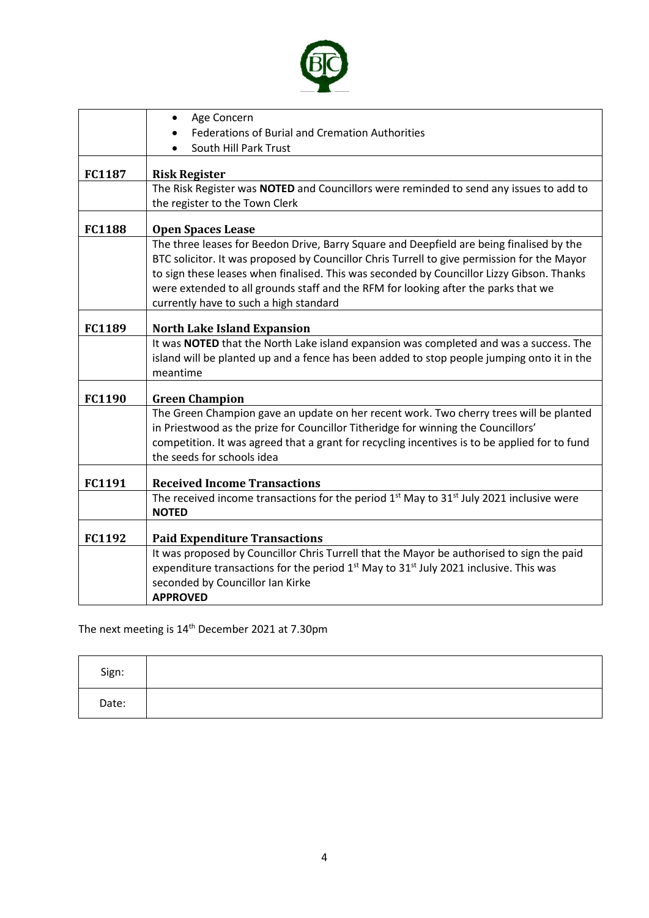| | |
|---|---|
| | • Age Concern<br>• Federations of Burial and Cremation Authorities<br>• South Hill Park Trust |
| **FC1187** | **Risk Register** |
| | The Risk Register was **NOTED** and Councillors were reminded to send any issues to add to the register to the Town Clerk |
| **FC1188** | **Open Spaces Lease** |
| | The three leases for Beedon Drive, Barry Square and Deepfield are being finalised by the BTC solicitor. It was proposed by Councillor Chris Turrell to give permission for the Mayor to sign these leases when finalised. This was seconded by Councillor Lizzy Gibson. Thanks were extended to all grounds staff and the RFM for looking after the parks that we currently have to such a high standard |
| **FC1189** | **North Lake Island Expansion** |
| | It was **NOTED** that the North Lake island expansion was completed and was a success. The island will be planted up and a fence has been added to stop people jumping onto it in the meantime |
| **FC1190** | **Green Champion** |
| | The Green Champion gave an update on her recent work. Two cherry trees will be planted in Priestwood as the prize for Councillor Titheridge for winning the Councillors' competition. It was agreed that a grant for recycling incentives is to be applied for to fund the seeds for schools idea |
| **FC1191** | **Received Income Transactions** |
| | The received income transactions for the period 1st May to 31st July 2021 inclusive were **NOTED** |
| **FC1192** | **Paid Expenditure Transactions** |
| | It was proposed by Councillor Chris Turrell that the Mayor be authorised to sign the paid expenditure transactions for the period 1st May to 31st July 2021 inclusive. This was seconded by Councillor Ian Kirke<br>**APPROVED** |

The next meeting is 14th December 2021 at 7.30pm

| | |
|---|---|
| Sign: | |
| Date: | |